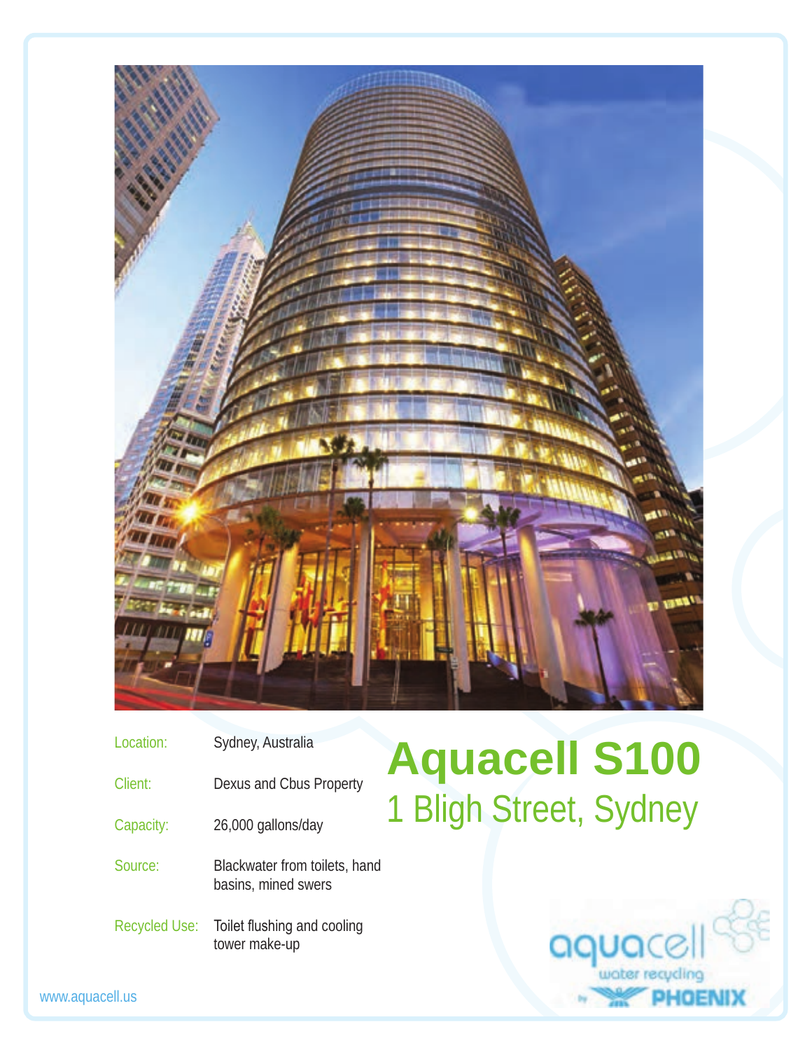# Aquacell S100

## 1 Bligh Street, Sydney

| | |
|---|---|
| Location: | Sydney, Australia |
| Client: | Dexus and Cbus Property |
| Capacity: | 26,000 gallons/day |
| Source: | Blackwater from toilets, hand basins, mined swers |
| Recycled Use: | Toilet flushing and cooling tower make-up |

aquacell water recycling by PHOENIX

www.aquacell.us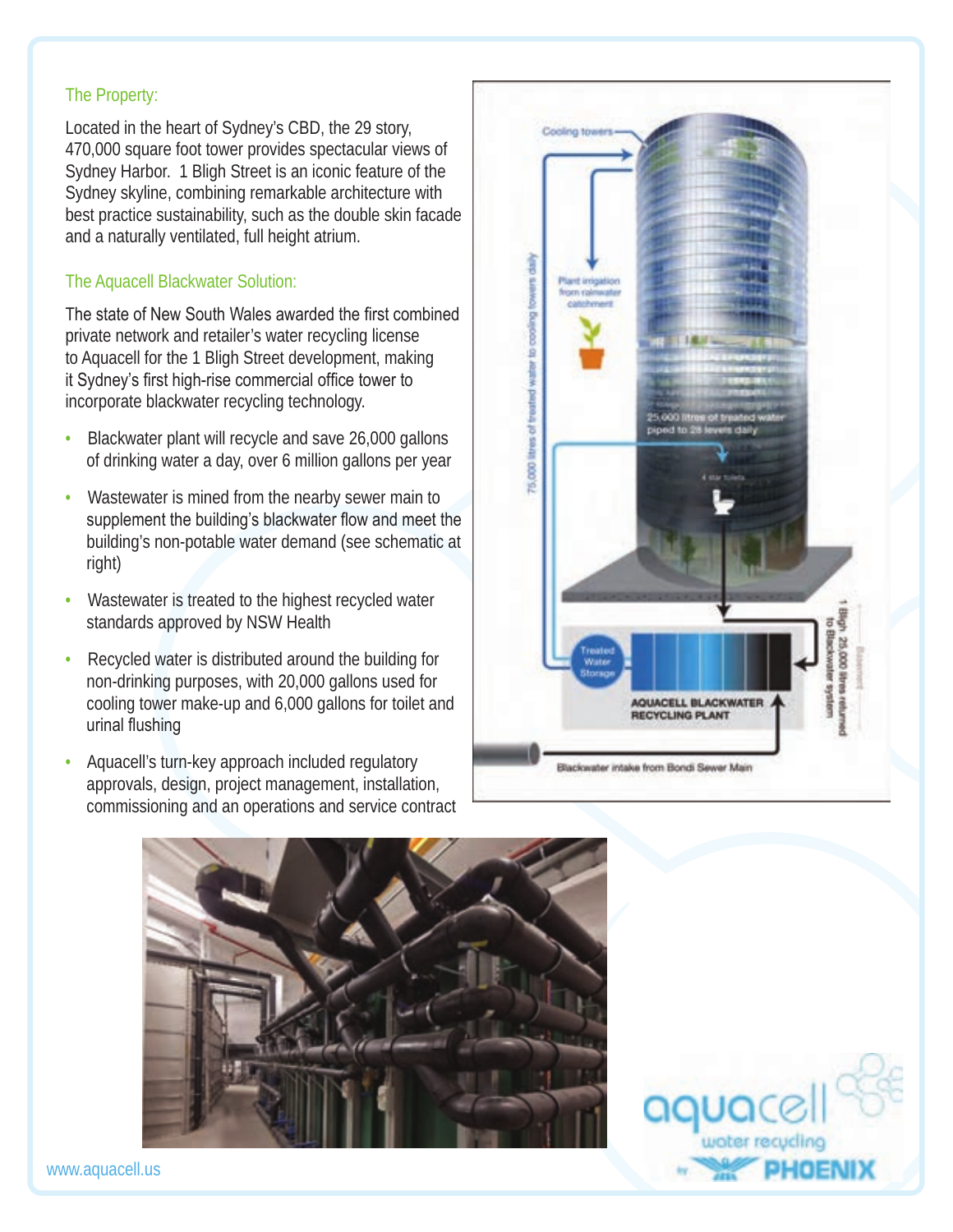## The Property:

Located in the heart of Sydney's CBD, the 29 story, 470,000 square foot tower provides spectacular views of Sydney Harbor. 1 Bligh Street is an iconic feature of the Sydney skyline, combining remarkable architecture with best practice sustainability, such as the double skin facade and a naturally ventilated, full height atrium.

## The Aquacell Blackwater Solution:

The state of New South Wales awarded the first combined private network and retailer's water recycling license to Aquacell for the 1 Bligh Street development, making it Sydney's first high-rise commercial office tower to incorporate blackwater recycling technology.

- Blackwater plant will recycle and save 26,000 gallons of drinking water a day, over 6 million gallons per year
- Wastewater is mined from the nearby sewer main to supplement the building's blackwater flow and meet the building's non-potable water demand (see schematic at right)
- Wastewater is treated to the highest recycled water standards approved by NSW Health
- Recycled water is distributed around the building for non-drinking purposes, with 20,000 gallons used for cooling tower make-up and 6,000 gallons for toilet and urinal flushing
- Aquacell's turn-key approach included regulatory approvals, design, project management, installation, commissioning and an operations and service contract

Cooling towers

Plant irrigation from rainwater catchment

75,000 litres of treated water to cooling towers daily

25,000 litres of treated water piped to 28 levels daily

4 star toilets

Treated Water Storage

AQUACELL BLACKWATER RECYCLING PLANT

1 Bligh 25,000 litres returned to Blackwater system

Basement

Blackwater intake from Bondi Sewer Main